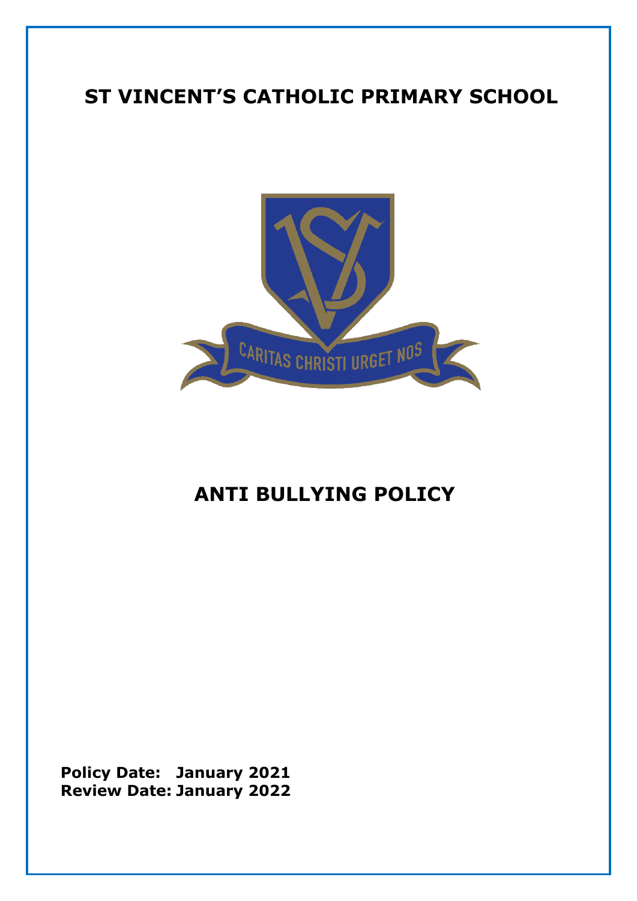# ST VINCENT'S CATHOLIC PRIMARY SCHOOL

CARITAS CHRISTI URGET NOS

# ANTI BULLYING POLICY

**Policy Date: January 2021**
**Review Date: January 2022**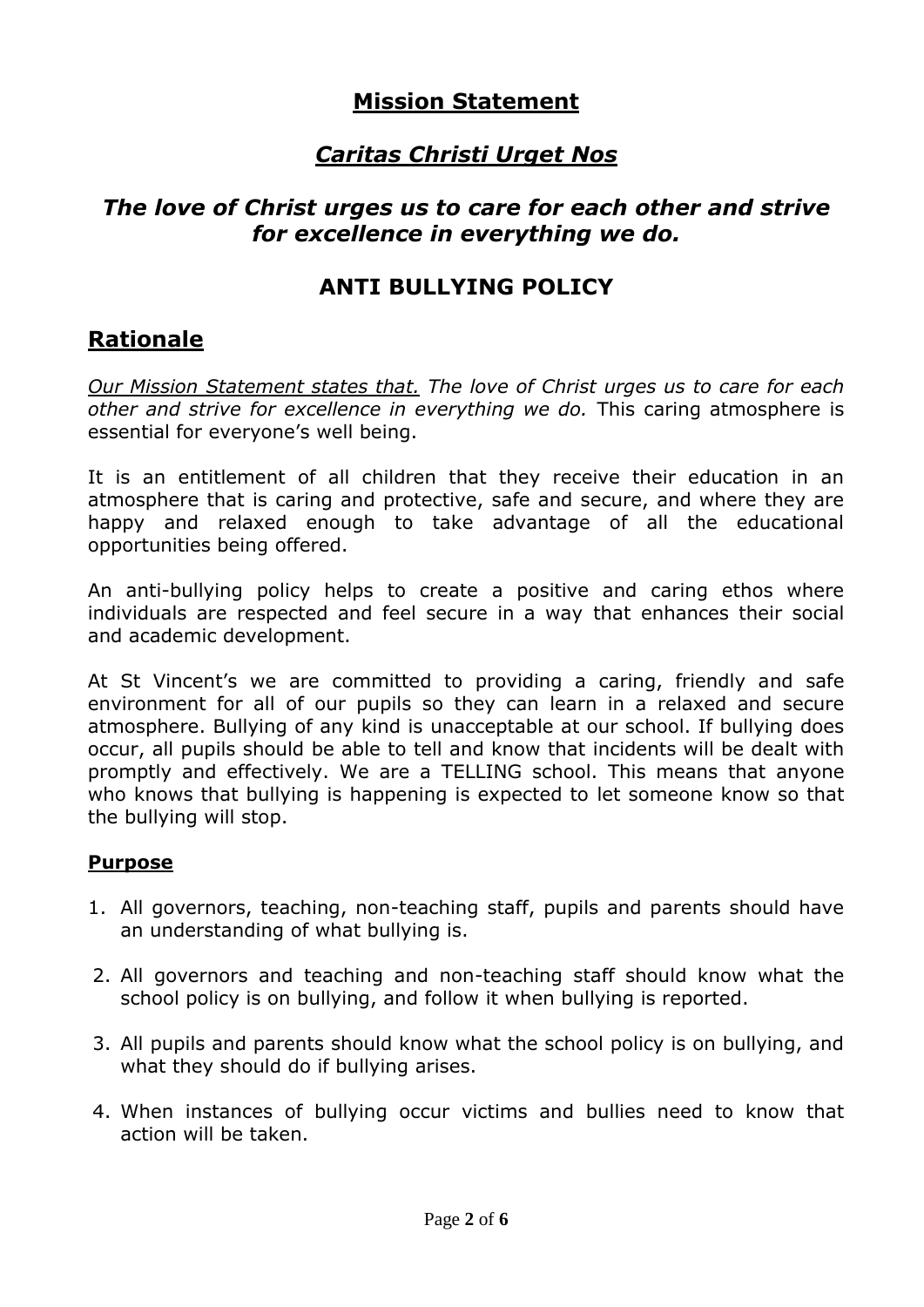## Mission Statement

## *Caritas Christi Urget Nos*

### *The love of Christ urges us to care for each other and strive for excellence in everything we do.*

## ANTI BULLYING POLICY

## Rationale

*Our Mission Statement states that. The love of Christ urges us to care for each other and strive for excellence in everything we do.* This caring atmosphere is essential for everyone's well being.

It is an entitlement of all children that they receive their education in an atmosphere that is caring and protective, safe and secure, and where they are happy and relaxed enough to take advantage of all the educational opportunities being offered.

An anti-bullying policy helps to create a positive and caring ethos where individuals are respected and feel secure in a way that enhances their social and academic development.

At St Vincent's we are committed to providing a caring, friendly and safe environment for all of our pupils so they can learn in a relaxed and secure atmosphere. Bullying of any kind is unacceptable at our school. If bullying does occur, all pupils should be able to tell and know that incidents will be dealt with promptly and effectively. We are a TELLING school. This means that anyone who knows that bullying is happening is expected to let someone know so that the bullying will stop.

### Purpose

1. All governors, teaching, non-teaching staff, pupils and parents should have an understanding of what bullying is.
2. All governors and teaching and non-teaching staff should know what the school policy is on bullying, and follow it when bullying is reported.
3. All pupils and parents should know what the school policy is on bullying, and what they should do if bullying arises.
4. When instances of bullying occur victims and bullies need to know that action will be taken.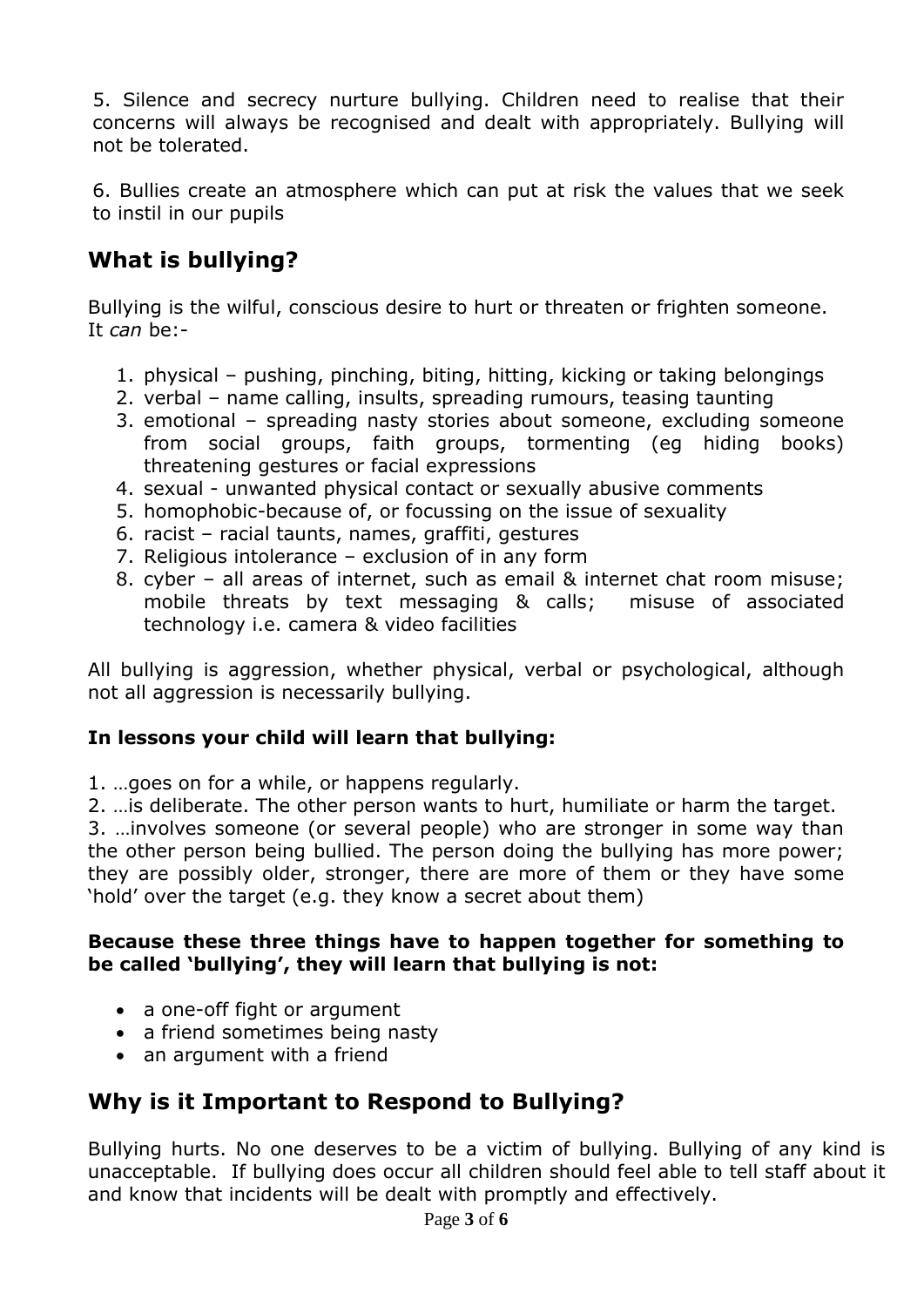5. Silence and secrecy nurture bullying. Children need to realise that their concerns will always be recognised and dealt with appropriately. Bullying will not be tolerated.

6. Bullies create an atmosphere which can put at risk the values that we seek to instil in our pupils

## What is bullying?

Bullying is the wilful, conscious desire to hurt or threaten or frighten someone. It *can* be:-

1. physical – pushing, pinching, biting, hitting, kicking or taking belongings
2. verbal – name calling, insults, spreading rumours, teasing taunting
3. emotional – spreading nasty stories about someone, excluding someone from social groups, faith groups, tormenting (eg hiding books) threatening gestures or facial expressions
4. sexual - unwanted physical contact or sexually abusive comments
5. homophobic-because of, or focussing on the issue of sexuality
6. racist – racial taunts, names, graffiti, gestures
7. Religious intolerance – exclusion of in any form
8. cyber – all areas of internet, such as email & internet chat room misuse; mobile threats by text messaging & calls; misuse of associated technology i.e. camera & video facilities

All bullying is aggression, whether physical, verbal or psychological, although not all aggression is necessarily bullying.

**In lessons your child will learn that bullying:**

1. …goes on for a while, or happens regularly.
2. …is deliberate. The other person wants to hurt, humiliate or harm the target.
3. …involves someone (or several people) who are stronger in some way than the other person being bullied. The person doing the bullying has more power; they are possibly older, stronger, there are more of them or they have some 'hold' over the target (e.g. they know a secret about them)

**Because these three things have to happen together for something to be called 'bullying', they will learn that bullying is not:**

- a one-off fight or argument
- a friend sometimes being nasty
- an argument with a friend

## Why is it Important to Respond to Bullying?

Bullying hurts. No one deserves to be a victim of bullying. Bullying of any kind is unacceptable. If bullying does occur all children should feel able to tell staff about it and know that incidents will be dealt with promptly and effectively.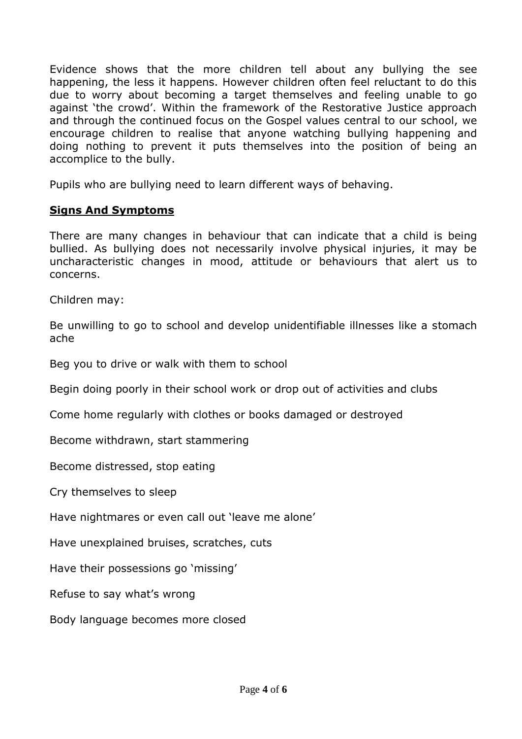Evidence shows that the more children tell about any bullying the see happening, the less it happens. However children often feel reluctant to do this due to worry about becoming a target themselves and feeling unable to go against 'the crowd'. Within the framework of the Restorative Justice approach and through the continued focus on the Gospel values central to our school, we encourage children to realise that anyone watching bullying happening and doing nothing to prevent it puts themselves into the position of being an accomplice to the bully.

Pupils who are bullying need to learn different ways of behaving.

## Signs And Symptoms

There are many changes in behaviour that can indicate that a child is being bullied. As bullying does not necessarily involve physical injuries, it may be uncharacteristic changes in mood, attitude or behaviours that alert us to concerns.

Children may:

Be unwilling to go to school and develop unidentifiable illnesses like a stomach ache

Beg you to drive or walk with them to school

Begin doing poorly in their school work or drop out of activities and clubs

Come home regularly with clothes or books damaged or destroyed

Become withdrawn, start stammering

Become distressed, stop eating

Cry themselves to sleep

Have nightmares or even call out 'leave me alone'

Have unexplained bruises, scratches, cuts

Have their possessions go 'missing'

Refuse to say what's wrong

Body language becomes more closed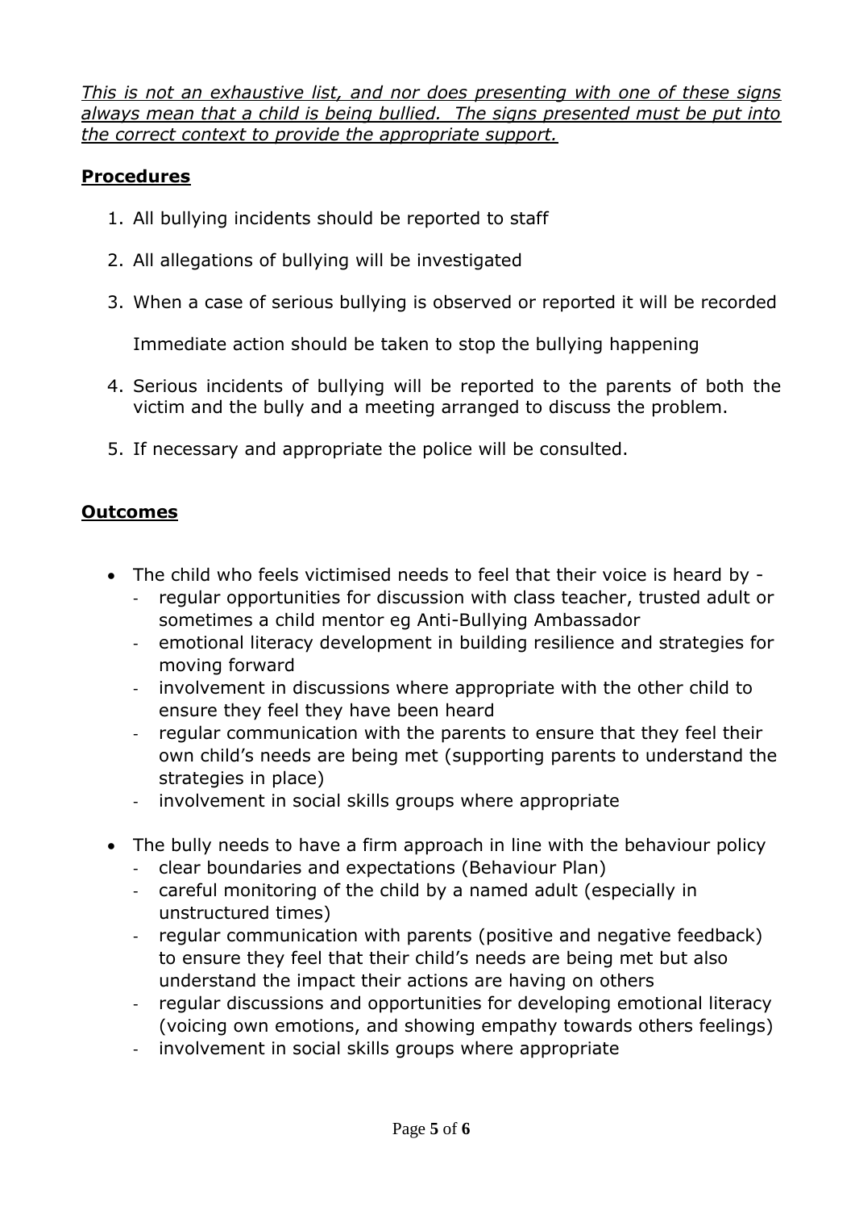*This is not an exhaustive list, and nor does presenting with one of these signs always mean that a child is being bullied. The signs presented must be put into the correct context to provide the appropriate support.*

## Procedures

1. All bullying incidents should be reported to staff
2. All allegations of bullying will be investigated
3. When a case of serious bullying is observed or reported it will be recorded

   Immediate action should be taken to stop the bullying happening

4. Serious incidents of bullying will be reported to the parents of both the victim and the bully and a meeting arranged to discuss the problem.
5. If necessary and appropriate the police will be consulted.

## Outcomes

- The child who feels victimised needs to feel that their voice is heard by -
  - regular opportunities for discussion with class teacher, trusted adult or sometimes a child mentor eg Anti-Bullying Ambassador
  - emotional literacy development in building resilience and strategies for moving forward
  - involvement in discussions where appropriate with the other child to ensure they feel they have been heard
  - regular communication with the parents to ensure that they feel their own child's needs are being met (supporting parents to understand the strategies in place)
  - involvement in social skills groups where appropriate
- The bully needs to have a firm approach in line with the behaviour policy
  - clear boundaries and expectations (Behaviour Plan)
  - careful monitoring of the child by a named adult (especially in unstructured times)
  - regular communication with parents (positive and negative feedback) to ensure they feel that their child's needs are being met but also understand the impact their actions are having on others
  - regular discussions and opportunities for developing emotional literacy (voicing own emotions, and showing empathy towards others feelings)
  - involvement in social skills groups where appropriate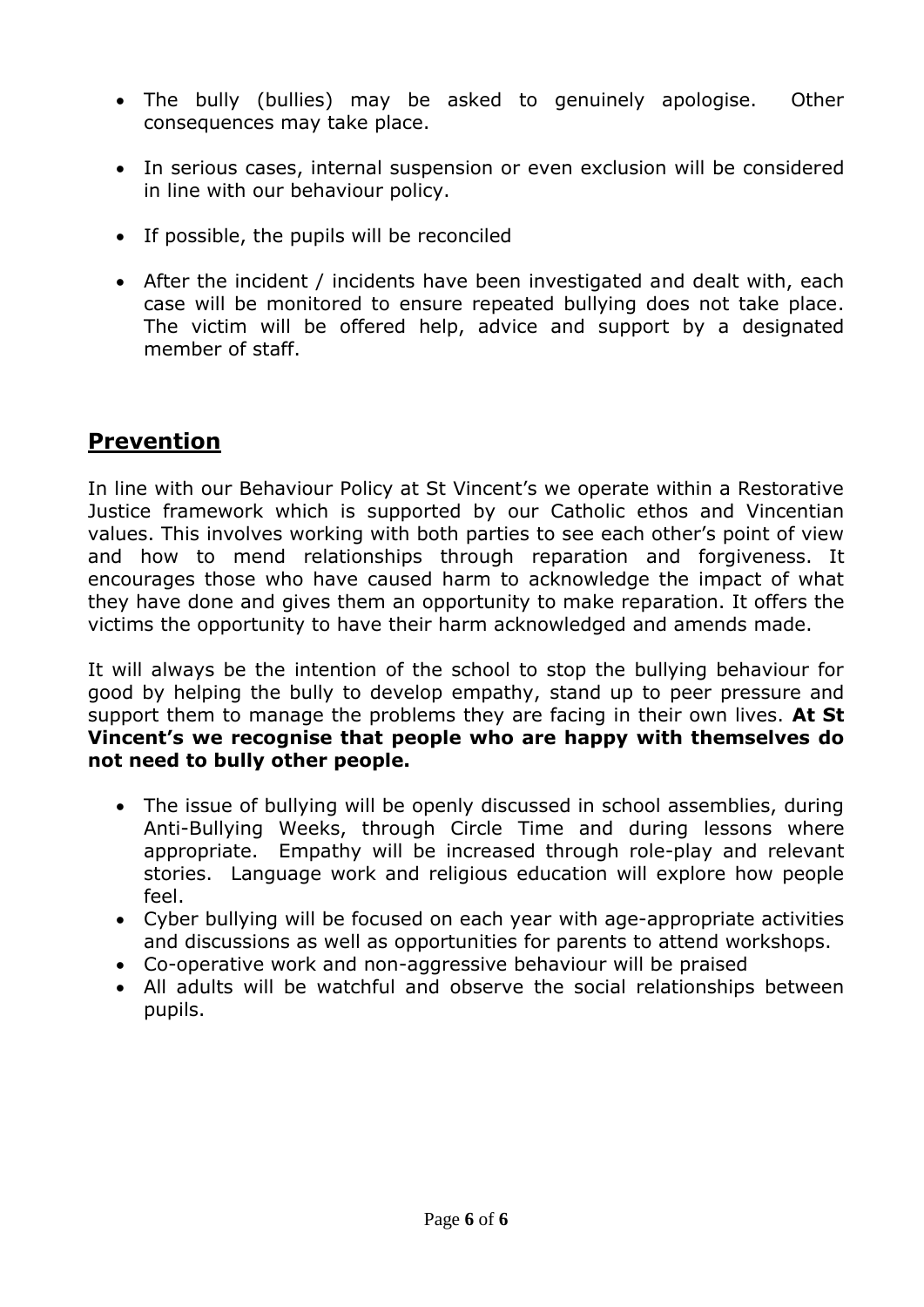- The bully (bullies) may be asked to genuinely apologise. Other consequences may take place.

- In serious cases, internal suspension or even exclusion will be considered in line with our behaviour policy.

- If possible, the pupils will be reconciled

- After the incident / incidents have been investigated and dealt with, each case will be monitored to ensure repeated bullying does not take place. The victim will be offered help, advice and support by a designated member of staff.

## Prevention

In line with our Behaviour Policy at St Vincent's we operate within a Restorative Justice framework which is supported by our Catholic ethos and Vincentian values. This involves working with both parties to see each other's point of view and how to mend relationships through reparation and forgiveness. It encourages those who have caused harm to acknowledge the impact of what they have done and gives them an opportunity to make reparation. It offers the victims the opportunity to have their harm acknowledged and amends made.

It will always be the intention of the school to stop the bullying behaviour for good by helping the bully to develop empathy, stand up to peer pressure and support them to manage the problems they are facing in their own lives. **At St Vincent's we recognise that people who are happy with themselves do not need to bully other people.**

- The issue of bullying will be openly discussed in school assemblies, during Anti-Bullying Weeks, through Circle Time and during lessons where appropriate. Empathy will be increased through role-play and relevant stories. Language work and religious education will explore how people feel.
- Cyber bullying will be focused on each year with age-appropriate activities and discussions as well as opportunities for parents to attend workshops.
- Co-operative work and non-aggressive behaviour will be praised
- All adults will be watchful and observe the social relationships between pupils.